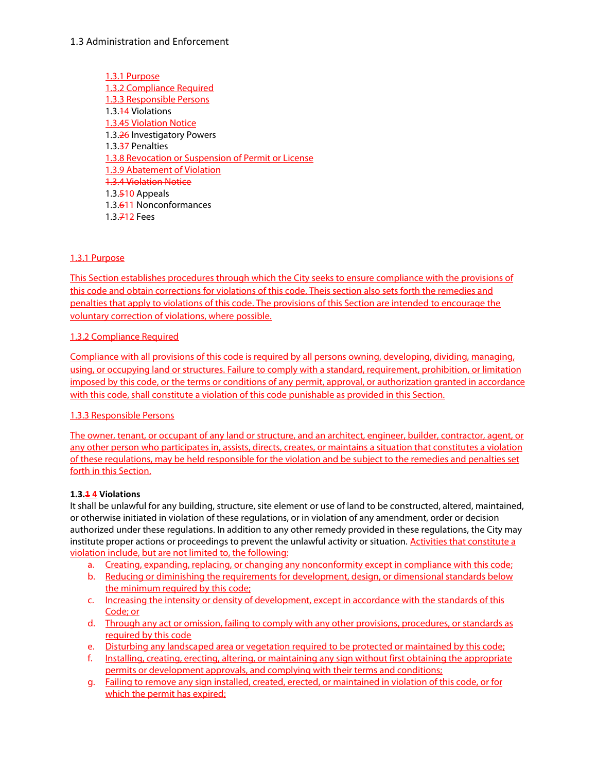1.3 Administration and Enforcement

1.3.1 Purpose
1.3.2 Compliance Required
1.3.3 Responsible Persons
1.3.14 Violations
1.3.45 Violation Notice
1.3.26 Investigatory Powers
1.3.37 Penalties
1.3.8 Revocation or Suspension of Permit or License
1.3.9 Abatement of Violation
1.3.4 Violation Notice
1.3.510 Appeals
1.3.611 Nonconformances
1.3.712 Fees

1.3.1 Purpose

This Section establishes procedures through which the City seeks to ensure compliance with the provisions of this code and obtain corrections for violations of this code. Theis section also sets forth the remedies and penalties that apply to violations of this code. The provisions of this Section are intended to encourage the voluntary correction of violations, where possible.

1.3.2 Compliance Required

Compliance with all provisions of this code is required by all persons owning, developing, dividing, managing, using, or occupying land or structures. Failure to comply with a standard, requirement, prohibition, or limitation imposed by this code, or the terms or conditions of any permit, approval, or authorization granted in accordance with this code, shall constitute a violation of this code punishable as provided in this Section.

1.3.3 Responsible Persons

The owner, tenant, or occupant of any land or structure, and an architect, engineer, builder, contractor, agent, or any other person who participates in, assists, directs, creates, or maintains a situation that constitutes a violation of these regulations, may be held responsible for the violation and be subject to the remedies and penalties set forth in this Section.

**1.3.1 4 Violations**

It shall be unlawful for any building, structure, site element or use of land to be constructed, altered, maintained, or otherwise initiated in violation of these regulations, or in violation of any amendment, order or decision authorized under these regulations. In addition to any other remedy provided in these regulations, the City may institute proper actions or proceedings to prevent the unlawful activity or situation. Activities that constitute a violation include, but are not limited to, the following:

a. Creating, expanding, replacing, or changing any nonconformity except in compliance with this code;
b. Reducing or diminishing the requirements for development, design, or dimensional standards below the minimum required by this code;
c. Increasing the intensity or density of development, except in accordance with the standards of this Code; or
d. Through any act or omission, failing to comply with any other provisions, procedures, or standards as required by this code
e. Disturbing any landscaped area or vegetation required to be protected or maintained by this code;
f. Installing, creating, erecting, altering, or maintaining any sign without first obtaining the appropriate permits or development approvals, and complying with their terms and conditions;
g. Failing to remove any sign installed, created, erected, or maintained in violation of this code, or for which the permit has expired;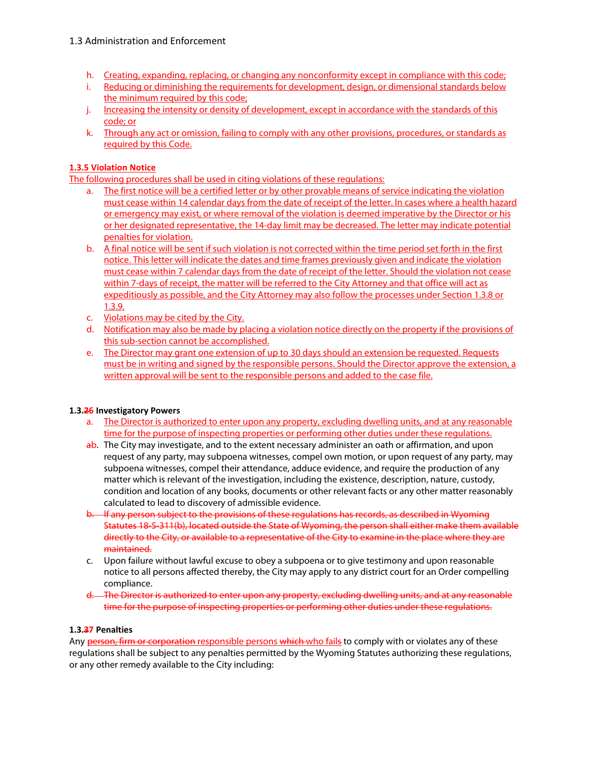h. Creating, expanding, replacing, or changing any nonconformity except in compliance with this code;
i. Reducing or diminishing the requirements for development, design, or dimensional standards below the minimum required by this code;
j. Increasing the intensity or density of development, except in accordance with the standards of this code; or
k. Through any act or omission, failing to comply with any other provisions, procedures, or standards as required by this Code.

**1.3.5 Violation Notice**

The following procedures shall be used in citing violations of these regulations:

a. The first notice will be a certified letter or by other provable means of service indicating the violation must cease within 14 calendar days from the date of receipt of the letter. In cases where a health hazard or emergency may exist, or where removal of the violation is deemed imperative by the Director or his or her designated representative, the 14-day limit may be decreased. The letter may indicate potential penalties for violation.
b. A final notice will be sent if such violation is not corrected within the time period set forth in the first notice. This letter will indicate the dates and time frames previously given and indicate the violation must cease within 7 calendar days from the date of receipt of the letter. Should the violation not cease within 7-days of receipt, the matter will be referred to the City Attorney and that office will act as expeditiously as possible, and the City Attorney may also follow the processes under Section 1.3.8 or 1.3.9.
c. Violations may be cited by the City.
d. Notification may also be made by placing a violation notice directly on the property if the provisions of this sub-section cannot be accomplished.
e. The Director may grant one extension of up to 30 days should an extension be requested. Requests must be in writing and signed by the responsible persons. Should the Director approve the extension, a written approval will be sent to the responsible persons and added to the case file.

**1.3.~~2~~6 Investigatory Powers**

a. The Director is authorized to enter upon any property, excluding dwelling units, and at any reasonable time for the purpose of inspecting properties or performing other duties under these regulations.

~~a~~b. The City may investigate, and to the extent necessary administer an oath or affirmation, and upon request of any party, may subpoena witnesses, compel own motion, or upon request of any party, may subpoena witnesses, compel their attendance, adduce evidence, and require the production of any matter which is relevant of the investigation, including the existence, description, nature, custody, condition and location of any books, documents or other relevant facts or any other matter reasonably calculated to lead to discovery of admissible evidence.

~~b. If any person subject to the provisions of these regulations has records, as described in Wyoming Statutes 18-5-311(b), located outside the State of Wyoming, the person shall either make them available directly to the City, or available to a representative of the City to examine in the place where they are maintained.~~

c. Upon failure without lawful excuse to obey a subpoena or to give testimony and upon reasonable notice to all persons affected thereby, the City may apply to any district court for an Order compelling compliance.

~~d. The Director is authorized to enter upon any property, excluding dwelling units, and at any reasonable time for the purpose of inspecting properties or performing other duties under these regulations.~~

**1.3.~~3~~7 Penalties**

Any ~~person, firm or corporation~~ responsible persons ~~which~~ who ~~fails~~ to comply with or violates any of these regulations shall be subject to any penalties permitted by the Wyoming Statutes authorizing these regulations, or any other remedy available to the City including: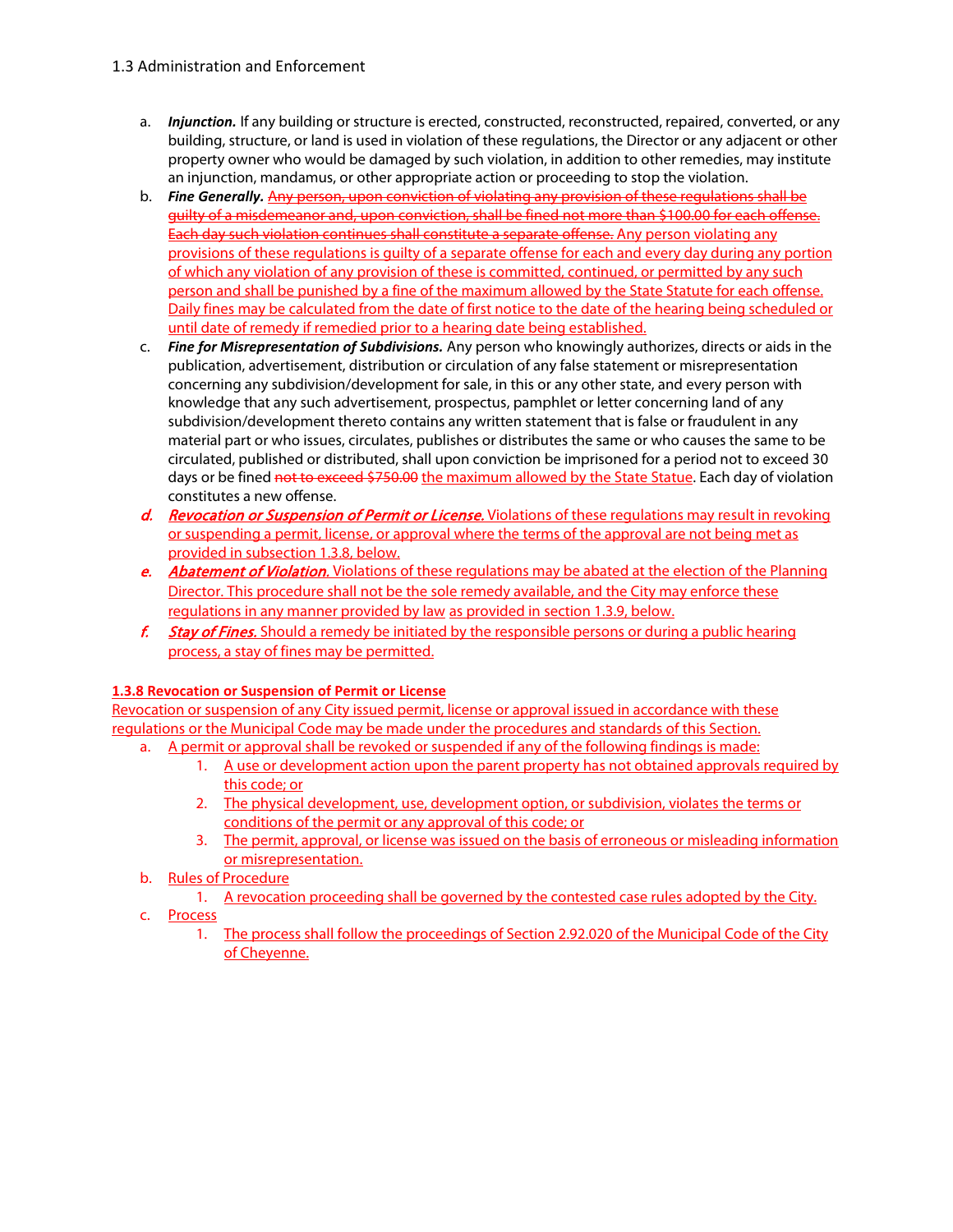1.3 Administration and Enforcement

a. ***Injunction.*** If any building or structure is erected, constructed, reconstructed, repaired, converted, or any building, structure, or land is used in violation of these regulations, the Director or any adjacent or other property owner who would be damaged by such violation, in addition to other remedies, may institute an injunction, mandamus, or other appropriate action or proceeding to stop the violation.

b. ***Fine Generally.*** ~~Any person, upon conviction of violating any provision of these regulations shall be guilty of a misdemeanor and, upon conviction, shall be fined not more than $100.00 for each offense. Each day such violation continues shall constitute a separate offense.~~ Any person violating any provisions of these regulations is guilty of a separate offense for each and every day during any portion of which any violation of any provision of these is committed, continued, or permitted by any such person and shall be punished by a fine of the maximum allowed by the State Statute for each offense. Daily fines may be calculated from the date of first notice to the date of the hearing being scheduled or until date of remedy if remedied prior to a hearing date being established.

c. ***Fine for Misrepresentation of Subdivisions.*** Any person who knowingly authorizes, directs or aids in the publication, advertisement, distribution or circulation of any false statement or misrepresentation concerning any subdivision/development for sale, in this or any other state, and every person with knowledge that any such advertisement, prospectus, pamphlet or letter concerning land of any subdivision/development thereto contains any written statement that is false or fraudulent in any material part or who issues, circulates, publishes or distributes the same or who causes the same to be circulated, published or distributed, shall upon conviction be imprisoned for a period not to exceed 30 days or be fined ~~not to exceed $750.00~~ the maximum allowed by the State Statue. Each day of violation constitutes a new offense.

d. ***Revocation or Suspension of Permit or License.*** Violations of these regulations may result in revoking or suspending a permit, license, or approval where the terms of the approval are not being met as provided in subsection 1.3.8, below.

e. ***Abatement of Violation.*** Violations of these regulations may be abated at the election of the Planning Director. This procedure shall not be the sole remedy available, and the City may enforce these regulations in any manner provided by law as provided in section 1.3.9, below.

f. ***Stay of Fines.*** Should a remedy be initiated by the responsible persons or during a public hearing process, a stay of fines may be permitted.

**1.3.8 Revocation or Suspension of Permit or License**

Revocation or suspension of any City issued permit, license or approval issued in accordance with these regulations or the Municipal Code may be made under the procedures and standards of this Section.

a. A permit or approval shall be revoked or suspended if any of the following findings is made:
   1. A use or development action upon the parent property has not obtained approvals required by this code; or
   2. The physical development, use, development option, or subdivision, violates the terms or conditions of the permit or any approval of this code; or
   3. The permit, approval, or license was issued on the basis of erroneous or misleading information or misrepresentation.

b. Rules of Procedure
   1. A revocation proceeding shall be governed by the contested case rules adopted by the City.

c. Process
   1. The process shall follow the proceedings of Section 2.92.020 of the Municipal Code of the City of Cheyenne.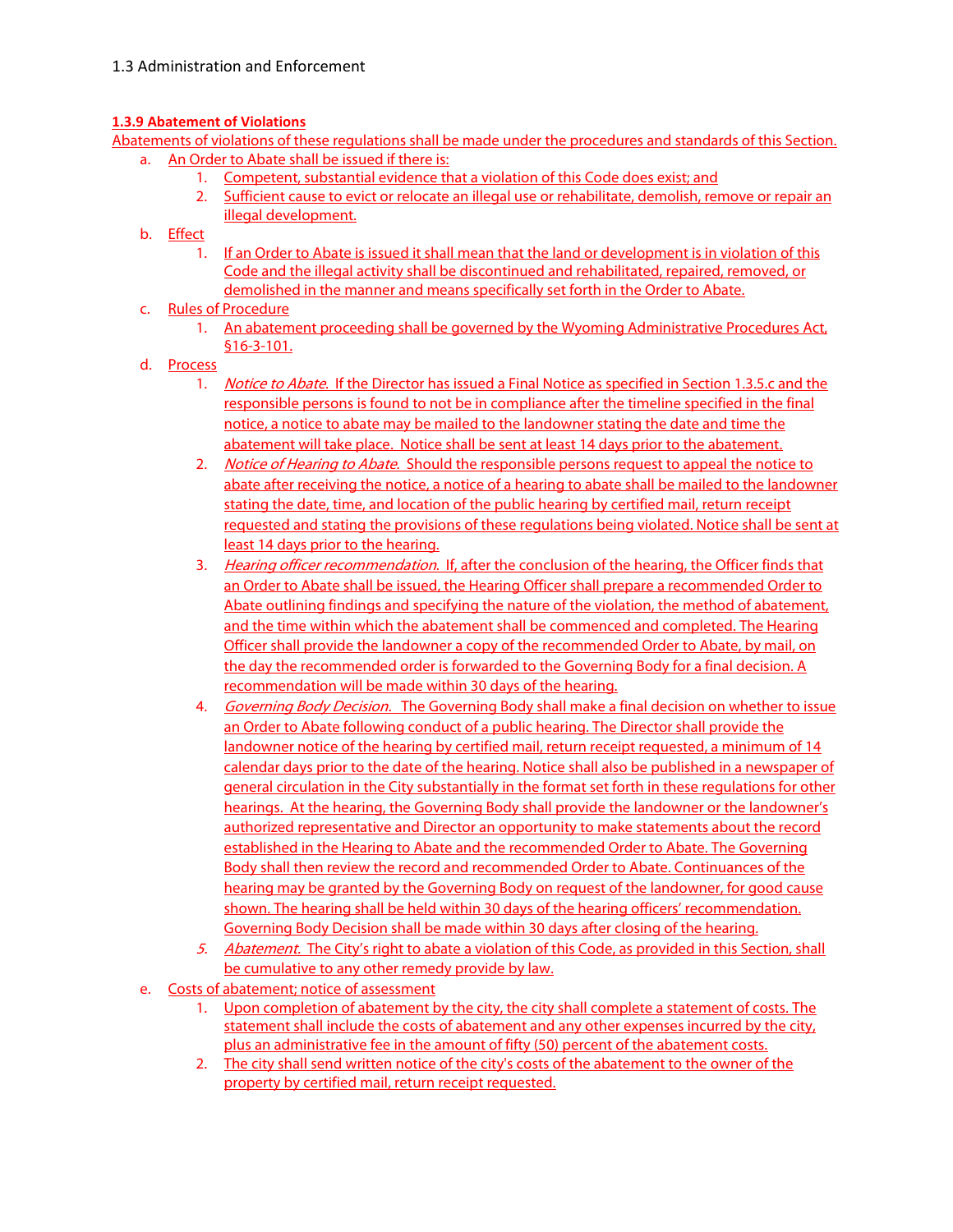## 1.3 Administration and Enforcement

### 1.3.9 Abatement of Violations

Abatements of violations of these regulations shall be made under the procedures and standards of this Section.

a. An Order to Abate shall be issued if there is:
   1. Competent, substantial evidence that a violation of this Code does exist; and
   2. Sufficient cause to evict or relocate an illegal use or rehabilitate, demolish, remove or repair an illegal development.

b. Effect
   1. If an Order to Abate is issued it shall mean that the land or development is in violation of this Code and the illegal activity shall be discontinued and rehabilitated, repaired, removed, or demolished in the manner and means specifically set forth in the Order to Abate.

c. Rules of Procedure
   1. An abatement proceeding shall be governed by the Wyoming Administrative Procedures Act, §16-3-101.

d. Process
   1. *Notice to Abate*. If the Director has issued a Final Notice as specified in Section 1.3.5.c and the responsible persons is found to not be in compliance after the timeline specified in the final notice, a notice to abate may be mailed to the landowner stating the date and time the abatement will take place. Notice shall be sent at least 14 days prior to the abatement.
   2. *Notice of Hearing to Abate*. Should the responsible persons request to appeal the notice to abate after receiving the notice, a notice of a hearing to abate shall be mailed to the landowner stating the date, time, and location of the public hearing by certified mail, return receipt requested and stating the provisions of these regulations being violated. Notice shall be sent at least 14 days prior to the hearing.
   3. *Hearing officer recommendation*. If, after the conclusion of the hearing, the Officer finds that an Order to Abate shall be issued, the Hearing Officer shall prepare a recommended Order to Abate outlining findings and specifying the nature of the violation, the method of abatement, and the time within which the abatement shall be commenced and completed. The Hearing Officer shall provide the landowner a copy of the recommended Order to Abate, by mail, on the day the recommended order is forwarded to the Governing Body for a final decision. A recommendation will be made within 30 days of the hearing.
   4. *Governing Body Decision*. The Governing Body shall make a final decision on whether to issue an Order to Abate following conduct of a public hearing. The Director shall provide the landowner notice of the hearing by certified mail, return receipt requested, a minimum of 14 calendar days prior to the date of the hearing. Notice shall also be published in a newspaper of general circulation in the City substantially in the format set forth in these regulations for other hearings. At the hearing, the Governing Body shall provide the landowner or the landowner's authorized representative and Director an opportunity to make statements about the record established in the Hearing to Abate and the recommended Order to Abate. The Governing Body shall then review the record and recommended Order to Abate. Continuances of the hearing may be granted by the Governing Body on request of the landowner, for good cause shown. The hearing shall be held within 30 days of the hearing officers' recommendation. Governing Body Decision shall be made within 30 days after closing of the hearing.
   5. *Abatement*. The City's right to abate a violation of this Code, as provided in this Section, shall be cumulative to any other remedy provide by law.

e. Costs of abatement; notice of assessment
   1. Upon completion of abatement by the city, the city shall complete a statement of costs. The statement shall include the costs of abatement and any other expenses incurred by the city, plus an administrative fee in the amount of fifty (50) percent of the abatement costs.
   2. The city shall send written notice of the city's costs of the abatement to the owner of the property by certified mail, return receipt requested.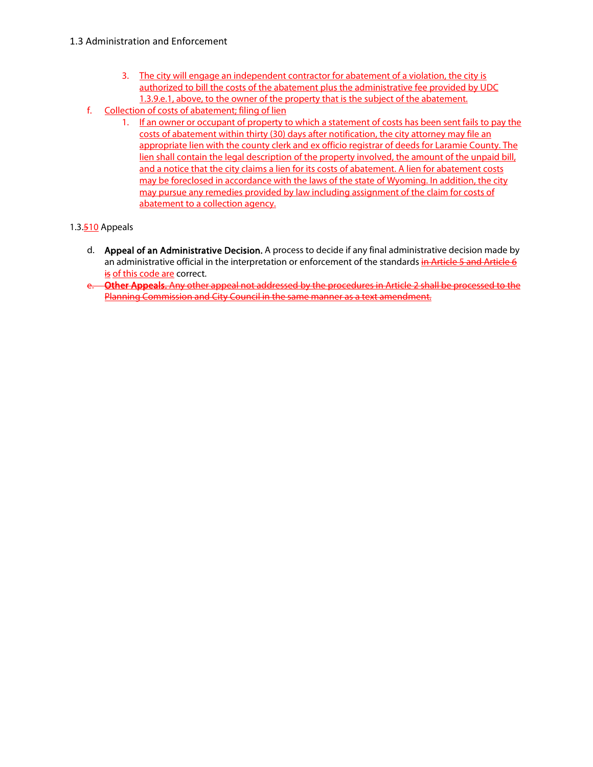3. The city will engage an independent contractor for abatement of a violation, the city is authorized to bill the costs of the abatement plus the administrative fee provided by UDC 1.3.9.e.1, above, to the owner of the property that is the subject of the abatement.

f. Collection of costs of abatement; filing of lien

1. If an owner or occupant of property to which a statement of costs has been sent fails to pay the costs of abatement within thirty (30) days after notification, the city attorney may file an appropriate lien with the county clerk and ex officio registrar of deeds for Laramie County. The lien shall contain the legal description of the property involved, the amount of the unpaid bill, and a notice that the city claims a lien for its costs of abatement. A lien for abatement costs may be foreclosed in accordance with the laws of the state of Wyoming. In addition, the city may pursue any remedies provided by law including assignment of the claim for costs of abatement to a collection agency.

## 1.3.~~5~~10 Appeals

d. **Appeal of an Administrative Decision.** A process to decide if any final administrative decision made by an administrative official in the interpretation or enforcement of the standards ~~in Article 5 and Article 6 is~~ of this code are correct.

~~e. **Other Appeals.** Any other appeal not addressed by the procedures in Article 2 shall be processed to the Planning Commission and City Council in the same manner as a text amendment.~~